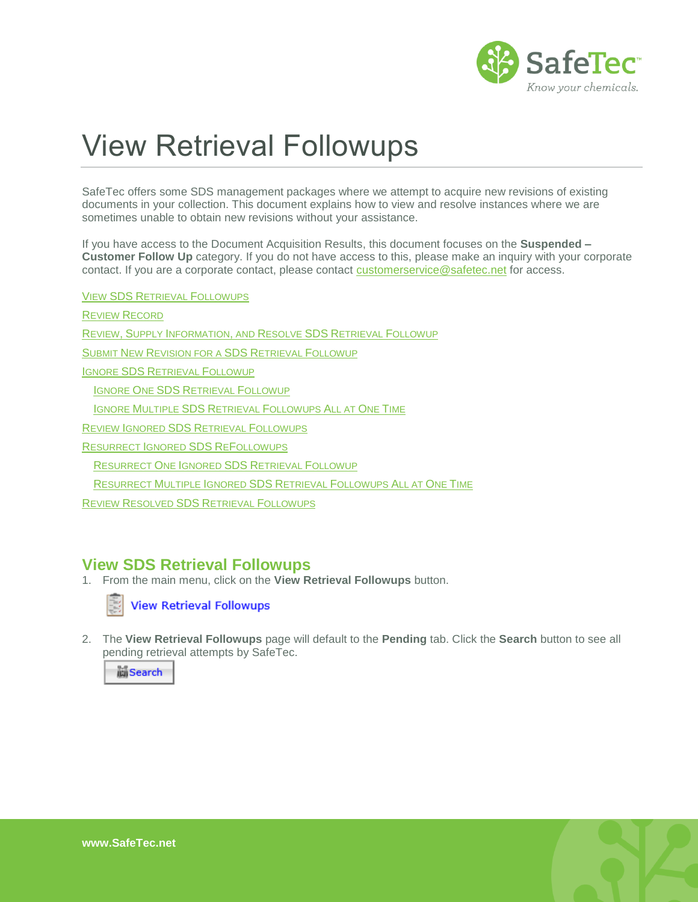# View Retrieval Followups

SafeTec offers some SDS management packages where we attempt to acquire new revisions of existing documents in your collection. This document explains how to view and resolve instances where we are sometimes unable to obtain new revisions without your assistance.

If you have access to the Document Acquisition Results, this document focuses on the **Suspended – Customer Follow Up** category. If you do not have access to this, please make an inquiry with your corporate contact. If you are a corporate contact, please contact customerservice@safetec.net for access.

- View SDS Retrieval Followups
- Review Record
- Review, Supply Information, and Resolve SDS Retrieval Followup
- Submit New Revision for a SDS Retrieval Followup
- Ignore SDS Retrieval Followup
  - Ignore One SDS Retrieval Followup
  - Ignore Multiple SDS Retrieval Followups All at One Time
- Review Ignored SDS Retrieval Followups
- Resurrect Ignored SDS ReFollowups
  - Resurrect One Ignored SDS Retrieval Followup
  - Resurrect Multiple Ignored SDS Retrieval Followups All at One Time
- Review Resolved SDS Retrieval Followups

## View SDS Retrieval Followups

1. From the main menu, click on the **View Retrieval Followups** button.

   View Retrieval Followups

2. The **View Retrieval Followups** page will default to the **Pending** tab. Click the **Search** button to see all pending retrieval attempts by SafeTec.

   Search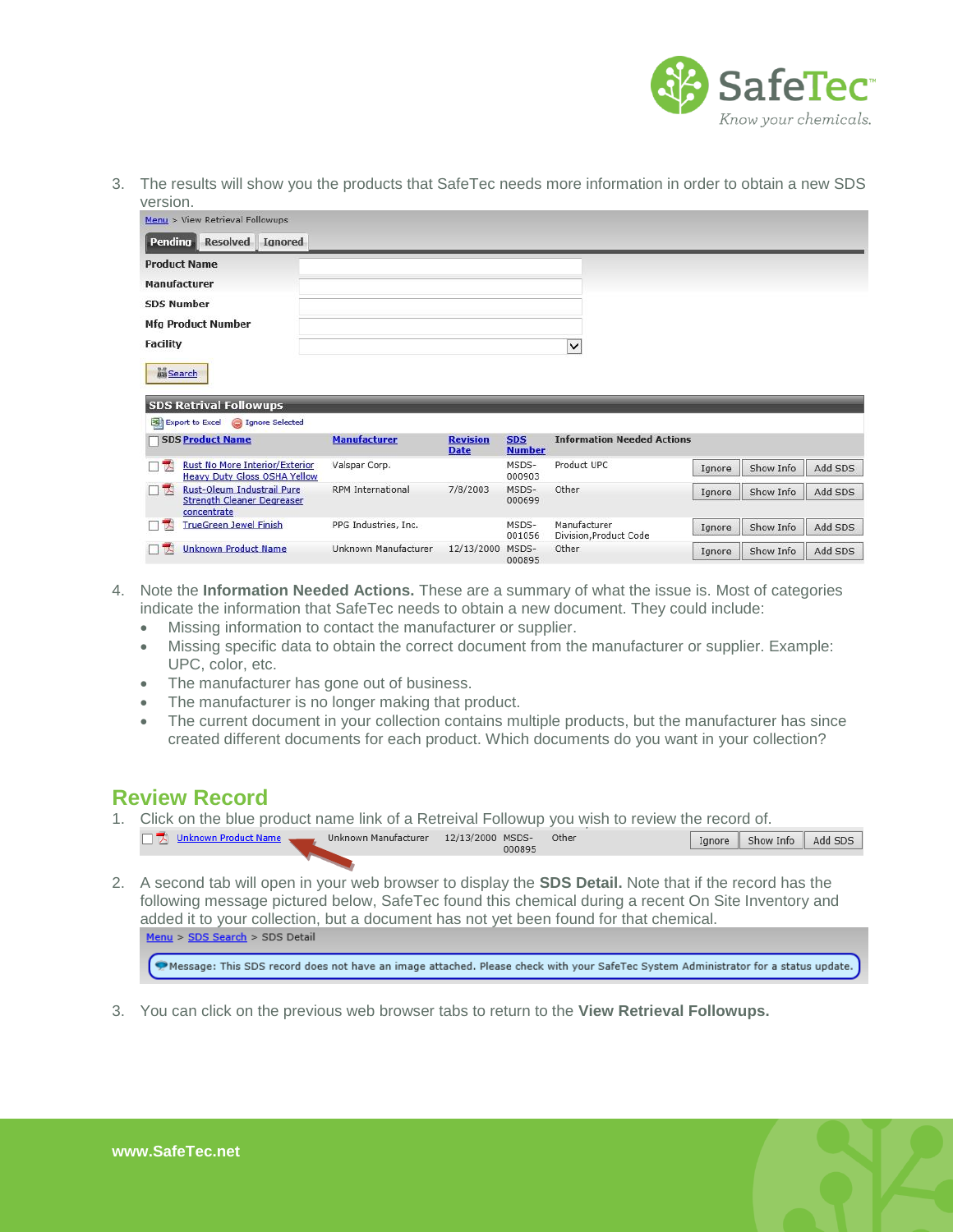3. The results will show you the products that SafeTec needs more information in order to obtain a new SDS version.

Menu > View Retrieval Followups

Pending | Resolved | Ignored

Product Name
Manufacturer
SDS Number
Mfg Product Number
Facility

Search

**SDS Retrival Followups**

Export to Excel | Ignore Selected

| SDS Product Name | Manufacturer | Revision Date | SDS Number | Information Needed | Actions |
|---|---|---|---|---|---|
| Rust No More Interior/Exterior Heavy Duty Gloss OSHA Yellow | Valspar Corp. | | MSDS-000903 | Product UPC | Ignore / Show Info / Add SDS |
| Rust-Oleum Industrail Pure Strength Cleaner Degreaser concentrate | RPM International | 7/8/2003 | MSDS-000699 | Other | Ignore / Show Info / Add SDS |
| TrueGreen Jewel Finish | PPG Industries, Inc. | | MSDS-001056 | Manufacturer Division,Product Code | Ignore / Show Info / Add SDS |
| Unknown Product Name | Unknown Manufacturer | 12/13/2000 | MSDS-000895 | Other | Ignore / Show Info / Add SDS |

4. Note the **Information Needed Actions.** These are a summary of what the issue is. Most of categories indicate the information that SafeTec needs to obtain a new document. They could include:
   - Missing information to contact the manufacturer or supplier.
   - Missing specific data to obtain the correct document from the manufacturer or supplier. Example: UPC, color, etc.
   - The manufacturer has gone out of business.
   - The manufacturer is no longer making that product.
   - The current document in your collection contains multiple products, but the manufacturer has since created different documents for each product. Which documents do you want in your collection?

## Review Record

1. Click on the blue product name link of a Retreival Followup you wish to review the record of.

| SDS Product Name | Manufacturer | Revision Date | SDS Number | Information Needed | Actions |
|---|---|---|---|---|---|
| Unknown Product Name | Unknown Manufacturer | 12/13/2000 | MSDS-000895 | Other | Ignore / Show Info / Add SDS |

2. A second tab will open in your web browser to display the **SDS Detail.** Note that if the record has the following message pictured below, SafeTec found this chemical during a recent On Site Inventory and added it to your collection, but a document has not yet been found for that chemical.

Menu > SDS Search > SDS Detail

Message: This SDS record does not have an image attached. Please check with your SafeTec System Administrator for a status update.

3. You can click on the previous web browser tabs to return to the **View Retrieval Followups.**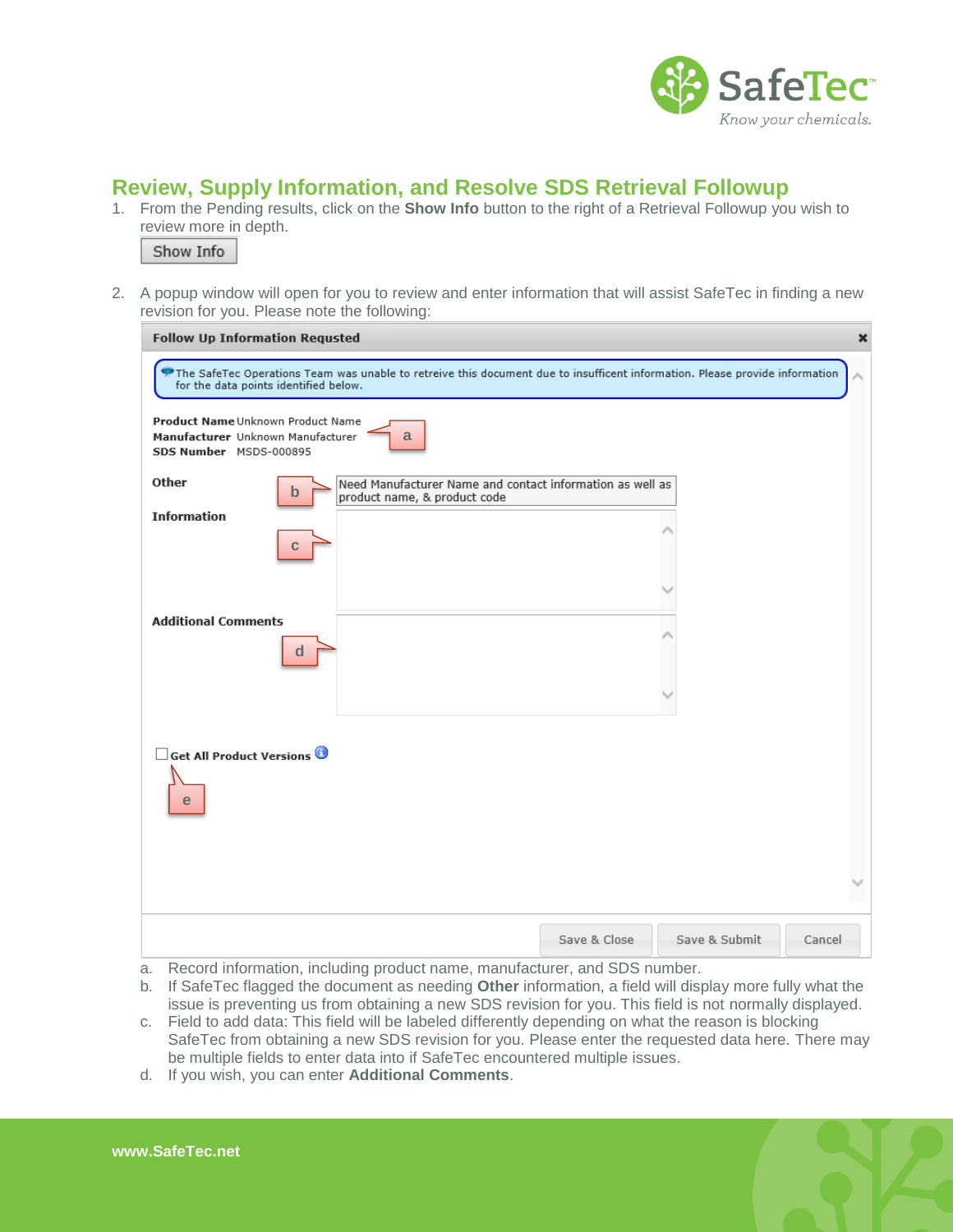## Review, Supply Information, and Resolve SDS Retrieval Followup

1. From the Pending results, click on the **Show Info** button to the right of a Retrieval Followup you wish to review more in depth.

2. A popup window will open for you to review and enter information that will assist SafeTec in finding a new revision for you. Please note the following:

   a. Record information, including product name, manufacturer, and SDS number.
   b. If SafeTec flagged the document as needing **Other** information, a field will display more fully what the issue is preventing us from obtaining a new SDS revision for you. This field is not normally displayed.
   c. Field to add data: This field will be labeled differently depending on what the reason is blocking SafeTec from obtaining a new SDS revision for you. Please enter the requested data here. There may be multiple fields to enter data into if SafeTec encountered multiple issues.
   d. If you wish, you can enter **Additional Comments**.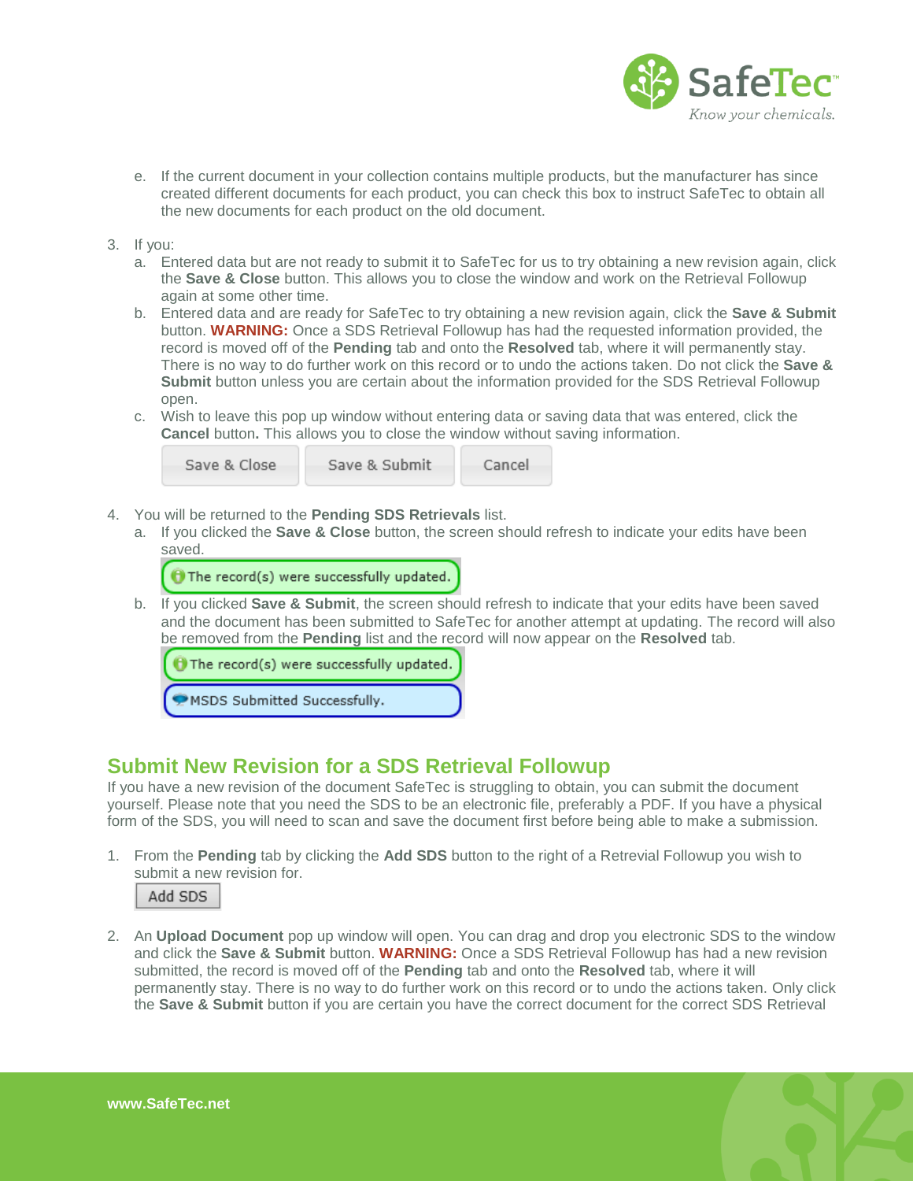e. If the current document in your collection contains multiple products, but the manufacturer has since created different documents for each product, you can check this box to instruct SafeTec to obtain all the new documents for each product on the old document.

3. If you:
   a. Entered data but are not ready to submit it to SafeTec for us to try obtaining a new revision again, click the **Save & Close** button. This allows you to close the window and work on the Retrieval Followup again at some other time.
   b. Entered data and are ready for SafeTec to try obtaining a new revision again, click the **Save & Submit** button. **WARNING:** Once a SDS Retrieval Followup has had the requested information provided, the record is moved off of the **Pending** tab and onto the **Resolved** tab, where it will permanently stay. There is no way to do further work on this record or to undo the actions taken. Do not click the **Save & Submit** button unless you are certain about the information provided for the SDS Retrieval Followup open.
   c. Wish to leave this pop up window without entering data or saving data that was entered, click the **Cancel** button**.** This allows you to close the window without saving information.

   Save & Close | Save & Submit | Cancel

4. You will be returned to the **Pending SDS Retrievals** list.
   a. If you clicked the **Save & Close** button, the screen should refresh to indicate your edits have been saved.

      The record(s) were successfully updated.

   b. If you clicked **Save & Submit**, the screen should refresh to indicate that your edits have been saved and the document has been submitted to SafeTec for another attempt at updating. The record will also be removed from the **Pending** list and the record will now appear on the **Resolved** tab.

      The record(s) were successfully updated.

      MSDS Submitted Successfully.

## Submit New Revision for a SDS Retrieval Followup

If you have a new revision of the document SafeTec is struggling to obtain, you can submit the document yourself. Please note that you need the SDS to be an electronic file, preferably a PDF. If you have a physical form of the SDS, you will need to scan and save the document first before being able to make a submission.

1. From the **Pending** tab by clicking the **Add SDS** button to the right of a Retrevial Followup you wish to submit a new revision for.

   Add SDS

2. An **Upload Document** pop up window will open. You can drag and drop you electronic SDS to the window and click the **Save & Submit** button. **WARNING:** Once a SDS Retrieval Followup has had a new revision submitted, the record is moved off of the **Pending** tab and onto the **Resolved** tab, where it will permanently stay. There is no way to do further work on this record or to undo the actions taken. Only click the **Save & Submit** button if you are certain you have the correct document for the correct SDS Retrieval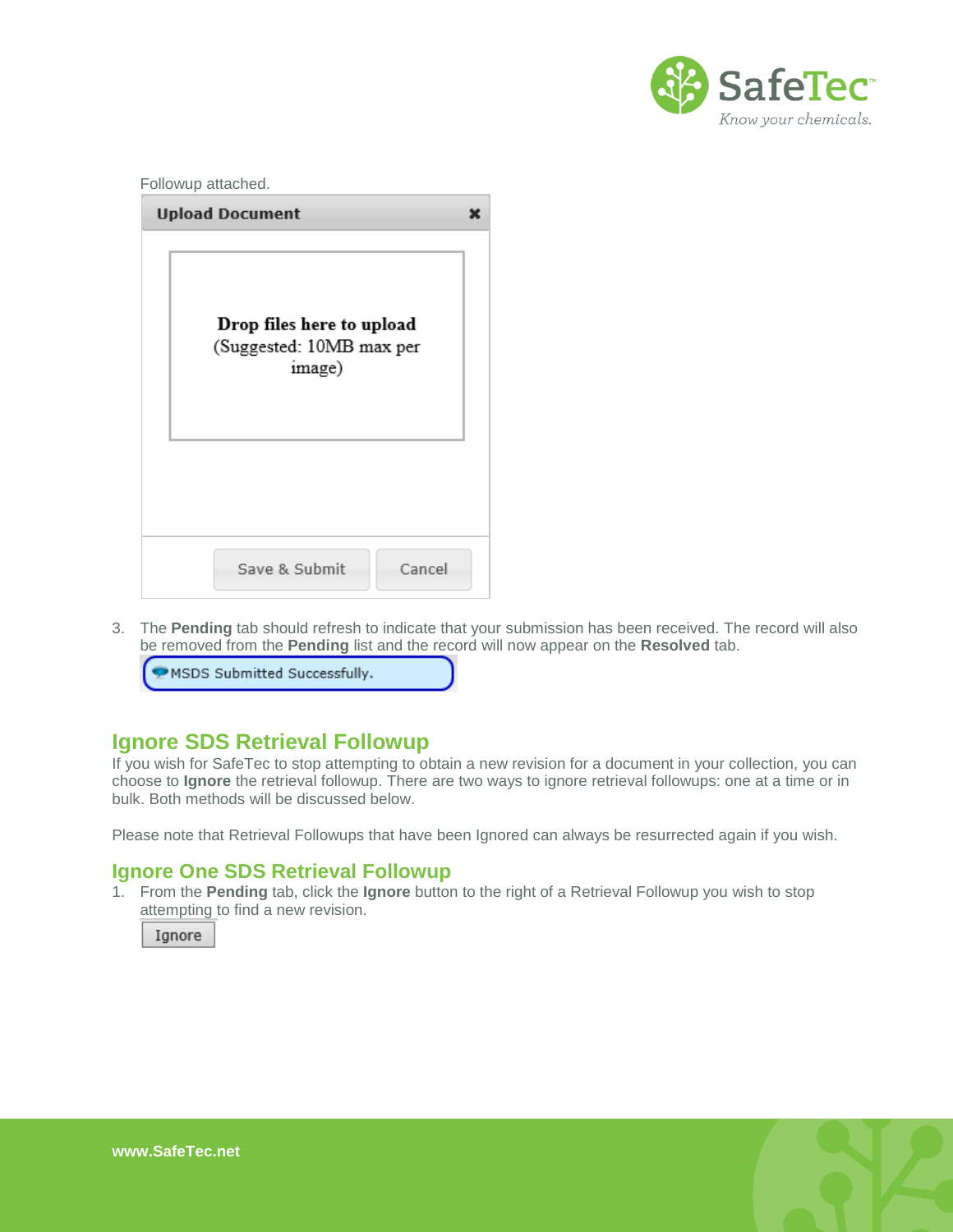Followup attached.

3. The **Pending** tab should refresh to indicate that your submission has been received. The record will also be removed from the **Pending** list and the record will now appear on the **Resolved** tab.

## Ignore SDS Retrieval Followup

If you wish for SafeTec to stop attempting to obtain a new revision for a document in your collection, you can choose to **Ignore** the retrieval followup. There are two ways to ignore retrieval followups: one at a time or in bulk. Both methods will be discussed below.

Please note that Retrieval Followups that have been Ignored can always be resurrected again if you wish.

### Ignore One SDS Retrieval Followup

1. From the **Pending** tab, click the **Ignore** button to the right of a Retrieval Followup you wish to stop attempting to find a new revision.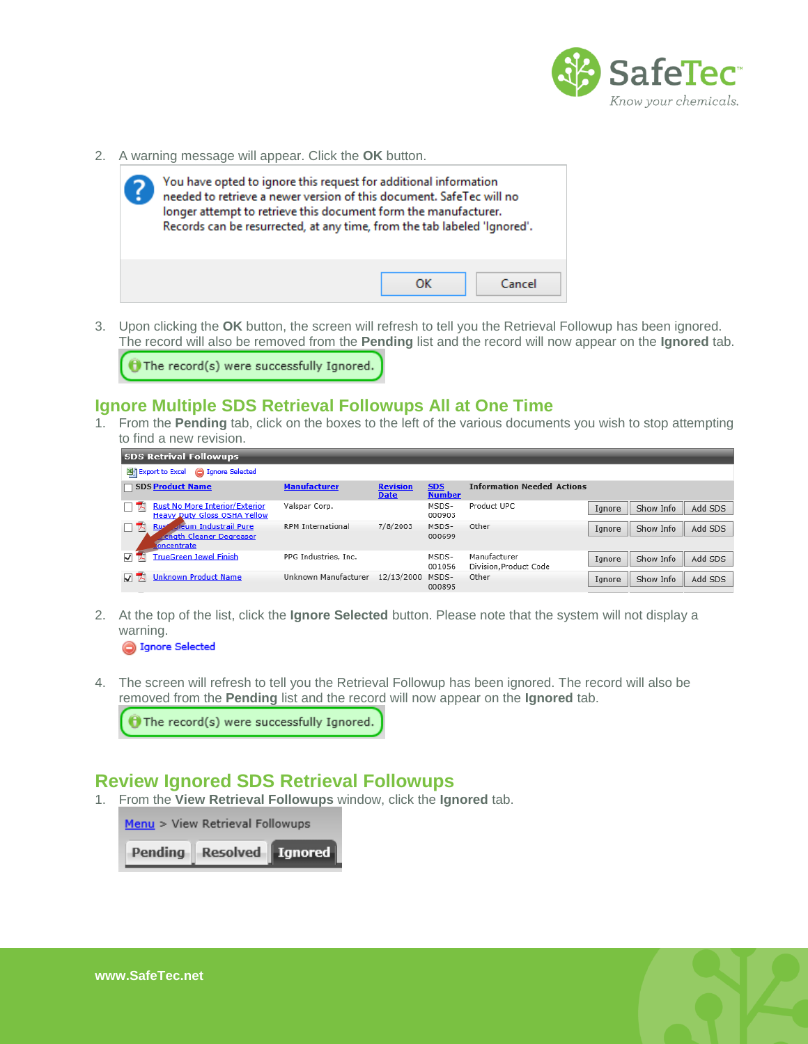2. A warning message will appear. Click the **OK** button.

You have opted to ignore this request for additional information needed to retrieve a newer version of this document. SafeTec will no longer attempt to retrieve this document form the manufacturer. Records can be resurrected, at any time, from the tab labeled 'Ignored'.

OK | Cancel

3. Upon clicking the **OK** button, the screen will refresh to tell you the Retrieval Followup has been ignored. The record will also be removed from the **Pending** list and the record will now appear on the **Ignored** tab.

The record(s) were successfully Ignored.

## Ignore Multiple SDS Retrieval Followups All at One Time

1. From the **Pending** tab, click on the boxes to the left of the various documents you wish to stop attempting to find a new revision.

**SDS Retrival Followups**

Export to Excel | Ignore Selected

| | SDS | Product Name | Manufacturer | Revision Date | SDS Number | Information Needed | Actions |
|---|---|---|---|---|---|---|---|
| ☐ | | Rust No More Interior/Exterior Heavy Duty Gloss OSHA Yellow | Valspar Corp. | | MSDS-000903 | Product UPC | Ignore / Show Info / Add SDS |
| ☐ | | Rust-oleum Industrial Pure Strength Cleaner Degreaser Concentrate | RPM International | 7/8/2003 | MSDS-000699 | Other | Ignore / Show Info / Add SDS |
| ☑ | | TrueGreen Jewel Finish | PPG Industries, Inc. | | MSDS-001056 | Manufacturer Division,Product Code | Ignore / Show Info / Add SDS |
| ☑ | | Unknown Product Name | Unknown Manufacturer | 12/13/2000 | MSDS-000895 | Other | Ignore / Show Info / Add SDS |

2. At the top of the list, click the **Ignore Selected** button. Please note that the system will not display a warning.

Ignore Selected

4. The screen will refresh to tell you the Retrieval Followup has been ignored. The record will also be removed from the **Pending** list and the record will now appear on the **Ignored** tab.

The record(s) were successfully Ignored.

## Review Ignored SDS Retrieval Followups

1. From the **View Retrieval Followups** window, click the **Ignored** tab.

Menu > View Retrieval Followups

Pending | Resolved | Ignored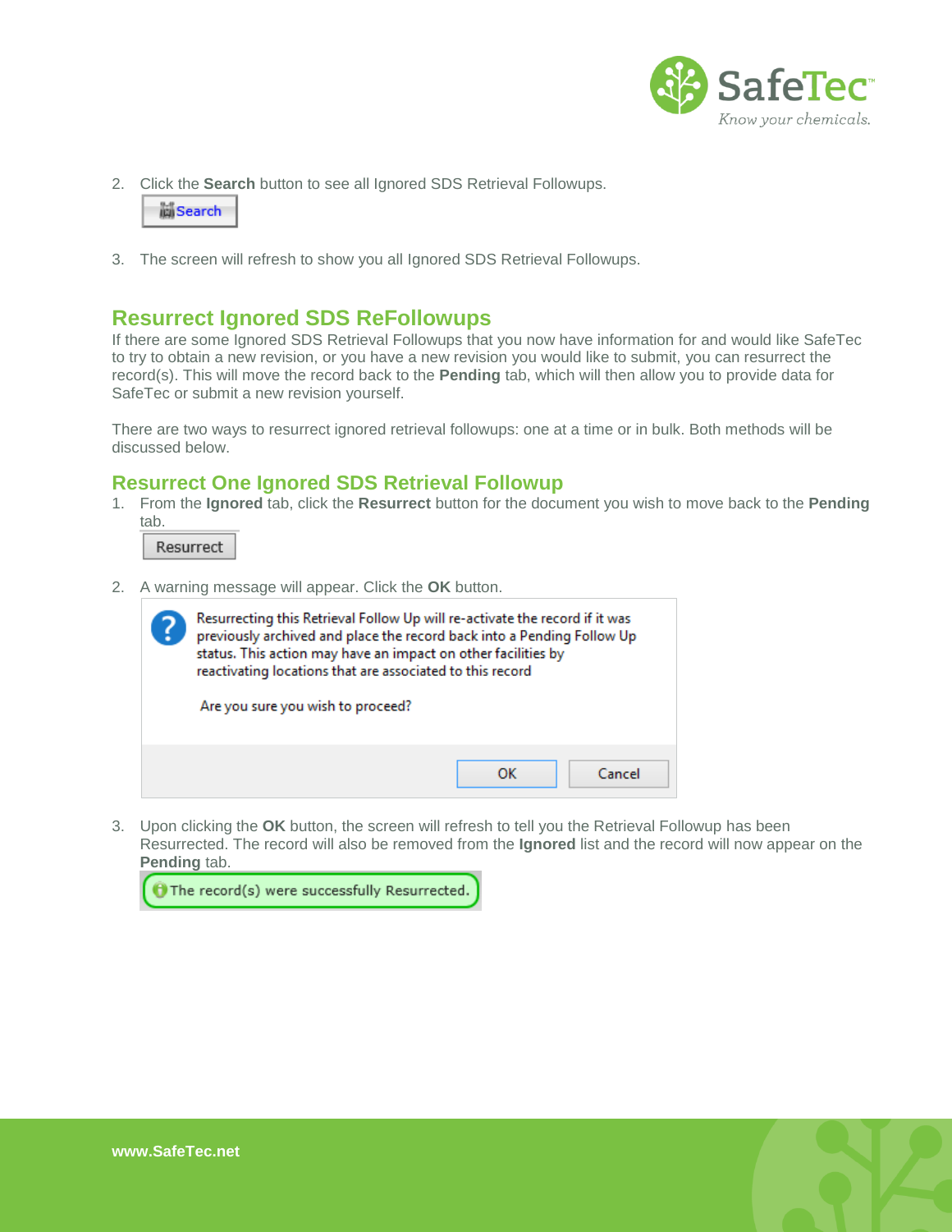2. Click the **Search** button to see all Ignored SDS Retrieval Followups.

   Search

3. The screen will refresh to show you all Ignored SDS Retrieval Followups.

## Resurrect Ignored SDS ReFollowups

If there are some Ignored SDS Retrieval Followups that you now have information for and would like SafeTec to try to obtain a new revision, or you have a new revision you would like to submit, you can resurrect the record(s). This will move the record back to the **Pending** tab, which will then allow you to provide data for SafeTec or submit a new revision yourself.

There are two ways to resurrect ignored retrieval followups: one at a time or in bulk. Both methods will be discussed below.

### Resurrect One Ignored SDS Retrieval Followup

1. From the **Ignored** tab, click the **Resurrect** button for the document you wish to move back to the **Pending** tab.

   Resurrect

2. A warning message will appear. Click the **OK** button.

   Resurrecting this Retrieval Follow Up will re-activate the record if it was previously archived and place the record back into a Pending Follow Up status. This action may have an impact on other facilities by reactivating locations that are associated to this record

   Are you sure you wish to proceed?

   OK | Cancel

3. Upon clicking the **OK** button, the screen will refresh to tell you the Retrieval Followup has been Resurrected. The record will also be removed from the **Ignored** list and the record will now appear on the **Pending** tab.

   The record(s) were successfully Resurrected.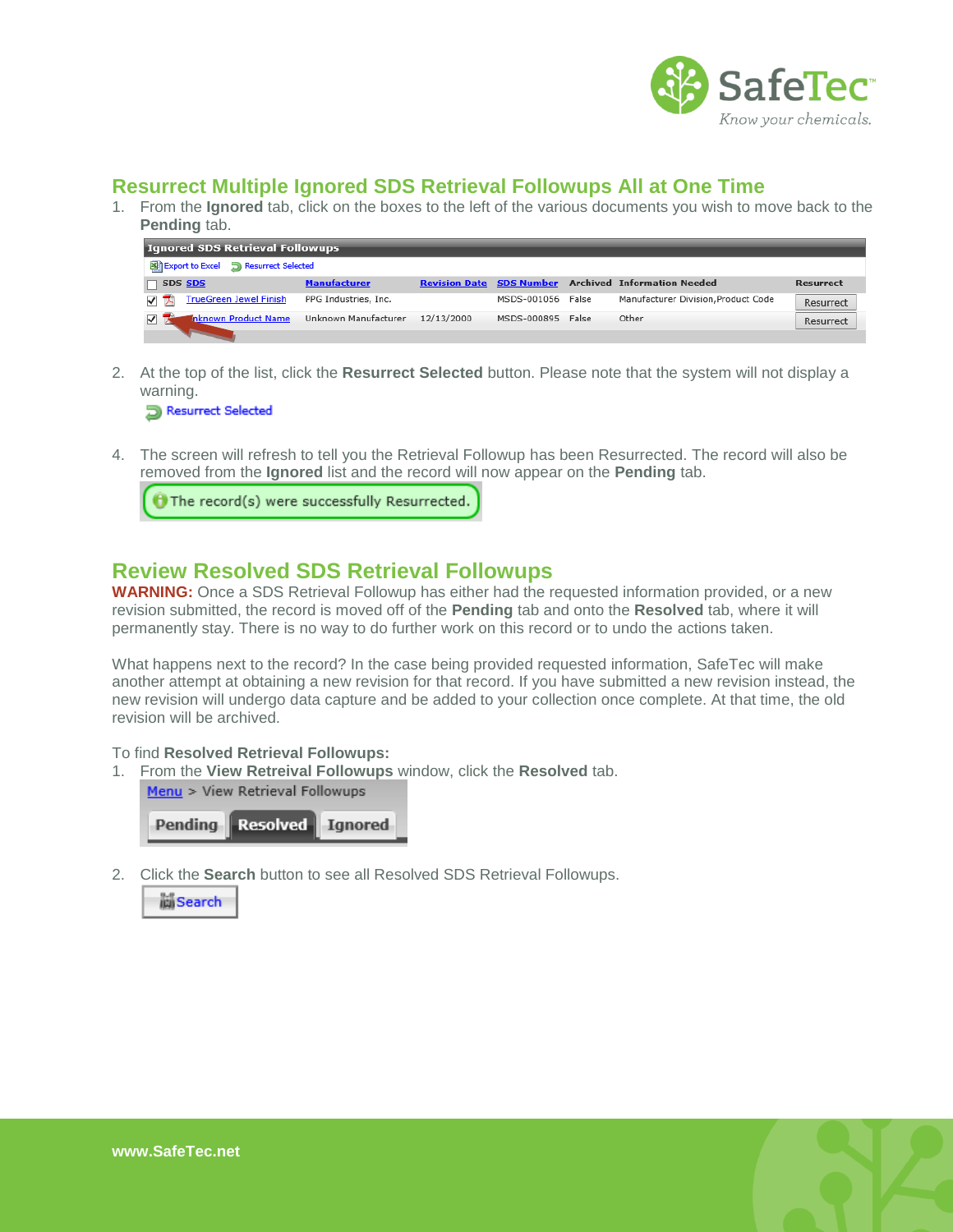## Resurrect Multiple Ignored SDS Retrieval Followups All at One Time

1. From the **Ignored** tab, click on the boxes to the left of the various documents you wish to move back to the **Pending** tab.

2. At the top of the list, click the **Resurrect Selected** button. Please note that the system will not display a warning.

4. The screen will refresh to tell you the Retrieval Followup has been Resurrected. The record will also be removed from the **Ignored** list and the record will now appear on the **Pending** tab.

## Review Resolved SDS Retrieval Followups

**WARNING:** Once a SDS Retrieval Followup has either had the requested information provided, or a new revision submitted, the record is moved off of the **Pending** tab and onto the **Resolved** tab, where it will permanently stay. There is no way to do further work on this record or to undo the actions taken.

What happens next to the record? In the case being provided requested information, SafeTec will make another attempt at obtaining a new revision for that record. If you have submitted a new revision instead, the new revision will undergo data capture and be added to your collection once complete. At that time, the old revision will be archived.

To find **Resolved Retrieval Followups:**

1. From the **View Retreival Followups** window, click the **Resolved** tab.

2. Click the **Search** button to see all Resolved SDS Retrieval Followups.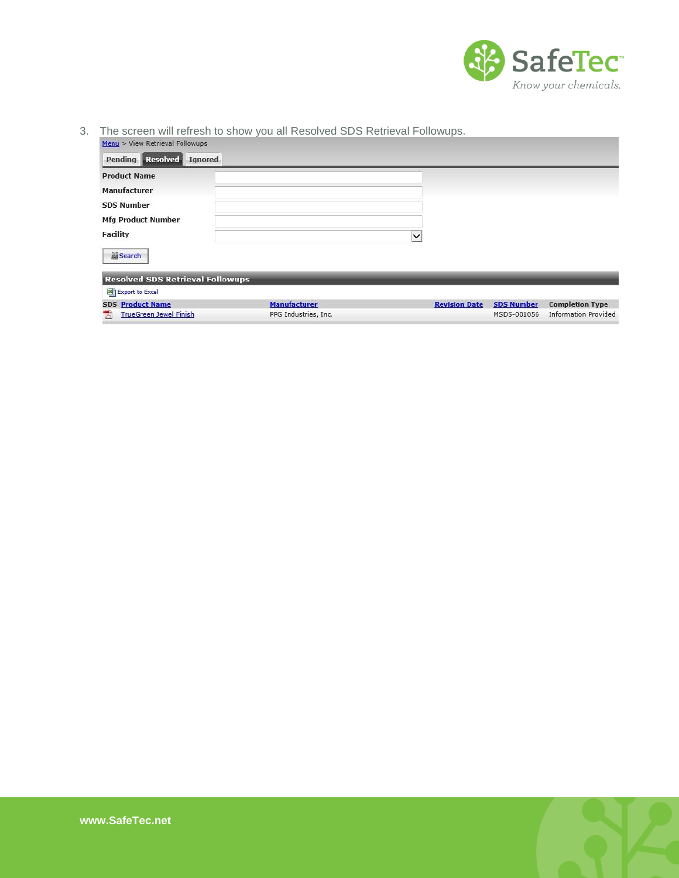3. The screen will refresh to show you all Resolved SDS Retrieval Followups.

Menu > View Retrieval Followups

Pending | Resolved | Ignored

**Product Name**

**Manufacturer**

**SDS Number**

**Mfg Product Number**

**Facility**

Search

**Resolved SDS Retrieval Followups**

Export to Excel

| SDS | Product Name | Manufacturer | Revision Date | SDS Number | Completion Type |
| --- | --- | --- | --- | --- | --- |
| | TrueGreen Jewel Finish | PPG Industries, Inc. | | MSDS-001056 | Information Provided |